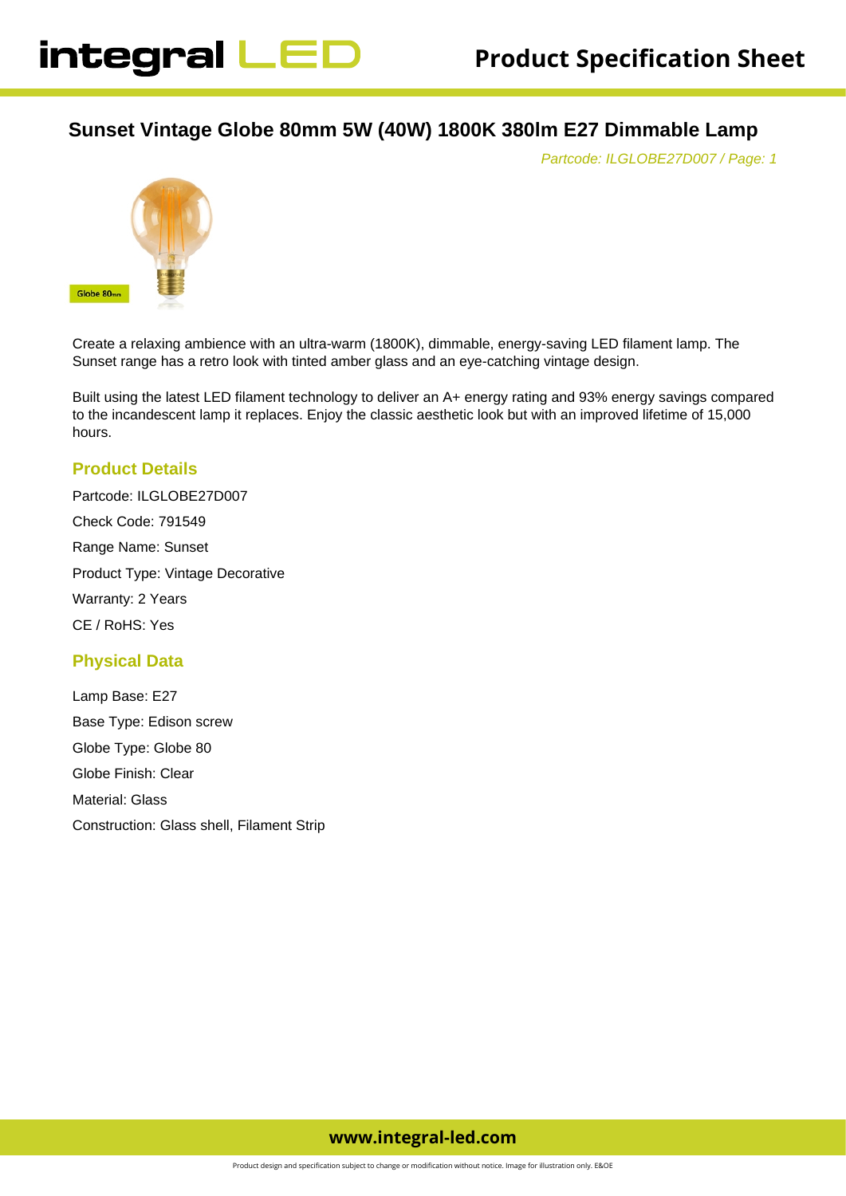# Sunset Vintage Globe 80mm 5W (40W) 1800K 380lm E27 Dimmable Lamp

*Partcode: ILGLOBE27D007 / Page: 1*

Globe 80mm

Create a relaxing ambience with an ultra-warm (1800K), dimmable, energy-saving LED filament lamp. The Sunset range has a retro look with tinted amber glass and an eye-catching vintage design.

Built using the latest LED filament technology to deliver an A+ energy rating and 93% energy savings compared to the incandescent lamp it replaces. Enjoy the classic aesthetic look but with an improved lifetime of 15,000 hours.

## Product Details

Partcode: ILGLOBE27D007

Check Code: 791549

Range Name: Sunset

Product Type: Vintage Decorative

Warranty: 2 Years

CE / RoHS: Yes

## Physical Data

Lamp Base: E27

Base Type: Edison screw

Globe Type: Globe 80

Globe Finish: Clear

Material: Glass

Construction: Glass shell, Filament Strip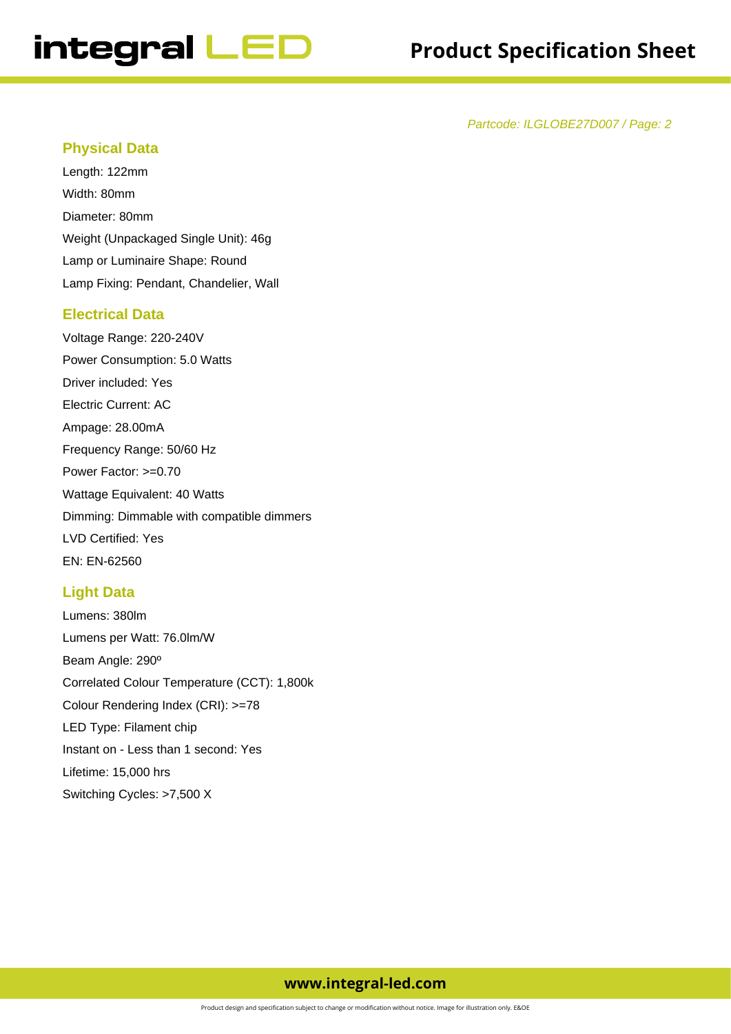*Partcode: ILGLOBE27D007 / Page: 2*

## Physical Data

Length: 122mm

Width: 80mm

Diameter: 80mm

Weight (Unpackaged Single Unit): 46g

Lamp or Luminaire Shape: Round

Lamp Fixing: Pendant, Chandelier, Wall

## Electrical Data

Voltage Range: 220-240V

Power Consumption: 5.0 Watts

Driver included: Yes

Electric Current: AC

Ampage: 28.00mA

Frequency Range: 50/60 Hz

Power Factor: >=0.70

Wattage Equivalent: 40 Watts

Dimming: Dimmable with compatible dimmers

LVD Certified: Yes

EN: EN-62560

## Light Data

Lumens: 380lm

Lumens per Watt: 76.0lm/W

Beam Angle: 290º

Correlated Colour Temperature (CCT): 1,800k

Colour Rendering Index (CRI): >=78

LED Type: Filament chip

Instant on - Less than 1 second: Yes

Lifetime: 15,000 hrs

Switching Cycles: >7,500 X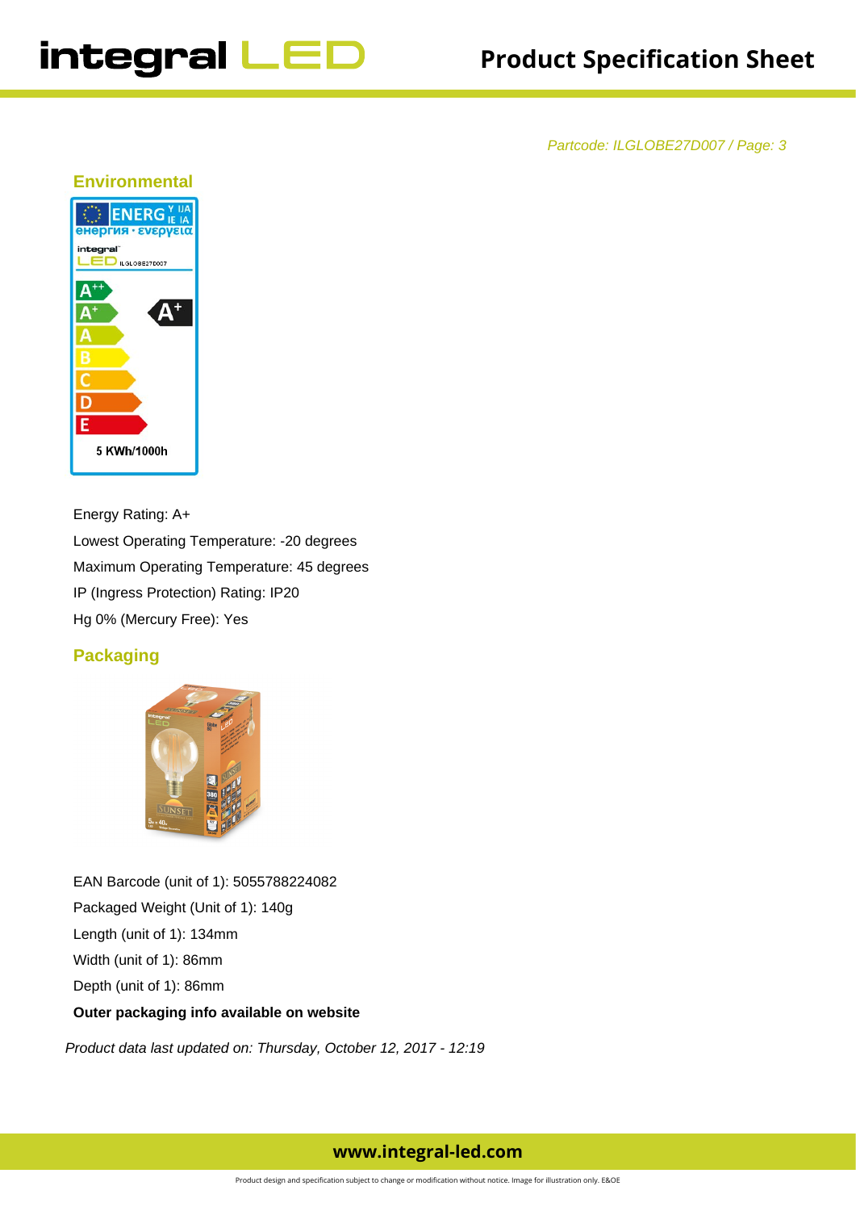Partcode: ILGLOBE27D007 / Page: 3

## Environmental

Energy Rating: A+

Lowest Operating Temperature: -20 degrees

Maximum Operating Temperature: 45 degrees

IP (Ingress Protection) Rating: IP20

Hg 0% (Mercury Free): Yes

## Packaging

EAN Barcode (unit of 1): 5055788224082

Packaged Weight (Unit of 1): 140g

Length (unit of 1): 134mm

Width (unit of 1): 86mm

Depth (unit of 1): 86mm

**Outer packaging info available on website**

*Product data last updated on: Thursday, October 12, 2017 - 12:19*